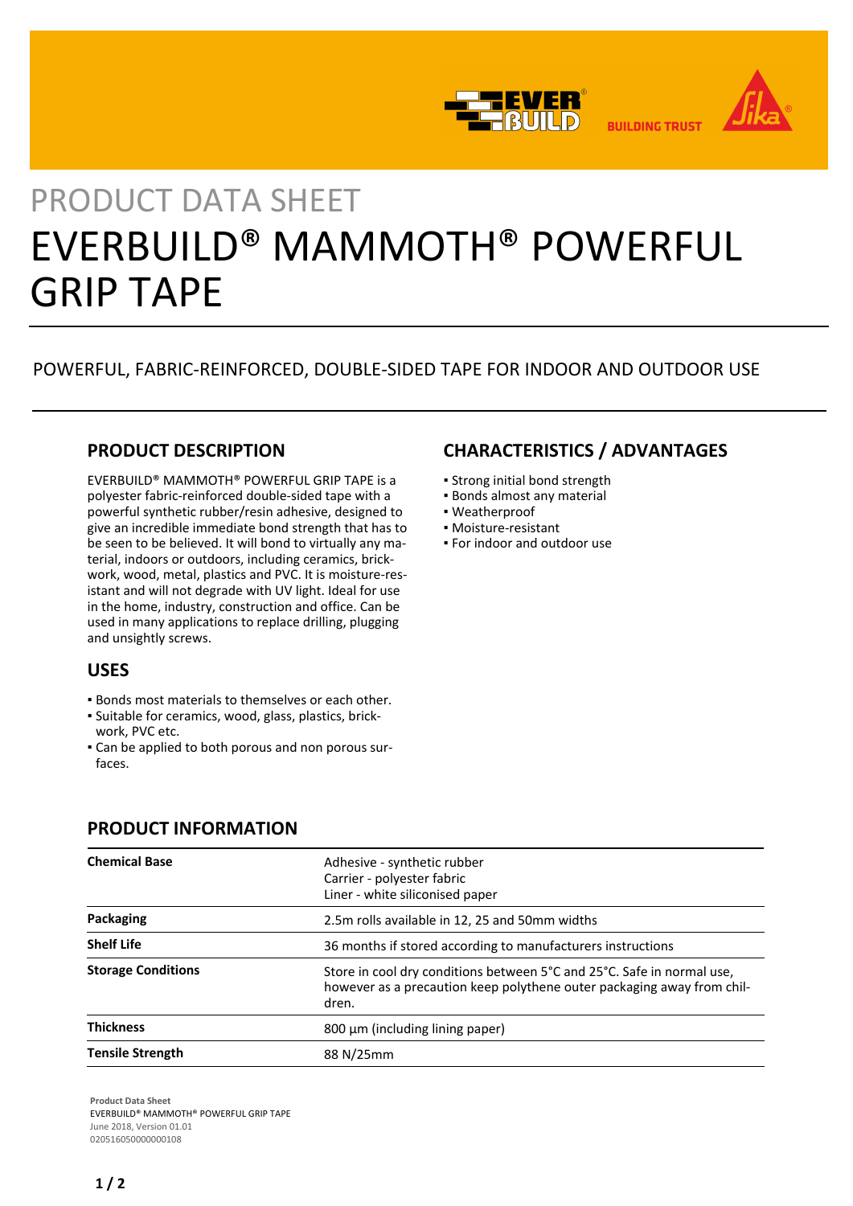PRODUCT DATA SHEET

# EVERBUILD® MAMMOTH® POWERFUL GRIP TAPE

POWERFUL, FABRIC-REINFORCED, DOUBLE-SIDED TAPE FOR INDOOR AND OUTDOOR USE

## PRODUCT DESCRIPTION

EVERBUILD® MAMMOTH® POWERFUL GRIP TAPE is a polyester fabric-reinforced double-sided tape with a powerful synthetic rubber/resin adhesive, designed to give an incredible immediate bond strength that has to be seen to be believed. It will bond to virtually any material, indoors or outdoors, including ceramics, brickwork, wood, metal, plastics and PVC. It is moisture-resistant and will not degrade with UV light. Ideal for use in the home, industry, construction and office. Can be used in many applications to replace drilling, plugging and unsightly screws.

## USES

- Bonds most materials to themselves or each other.
- Suitable for ceramics, wood, glass, plastics, brickwork, PVC etc.
- Can be applied to both porous and non porous surfaces.

## CHARACTERISTICS / ADVANTAGES

- Strong initial bond strength
- Bonds almost any material
- Weatherproof
- Moisture-resistant
- For indoor and outdoor use

## PRODUCT INFORMATION

| | |
|---|---|
| **Chemical Base** | Adhesive - synthetic rubber<br>Carrier - polyester fabric<br>Liner - white siliconised paper |
| **Packaging** | 2.5m rolls available in 12, 25 and 50mm widths |
| **Shelf Life** | 36 months if stored according to manufacturers instructions |
| **Storage Conditions** | Store in cool dry conditions between 5°C and 25°C. Safe in normal use, however as a precaution keep polythene outer packaging away from children. |
| **Thickness** | 800 µm (including lining paper) |
| **Tensile Strength** | 88 N/25mm |

**Product Data Sheet**
EVERBUILD® MAMMOTH® POWERFUL GRIP TAPE
June 2018, Version 01.01
020516050000000108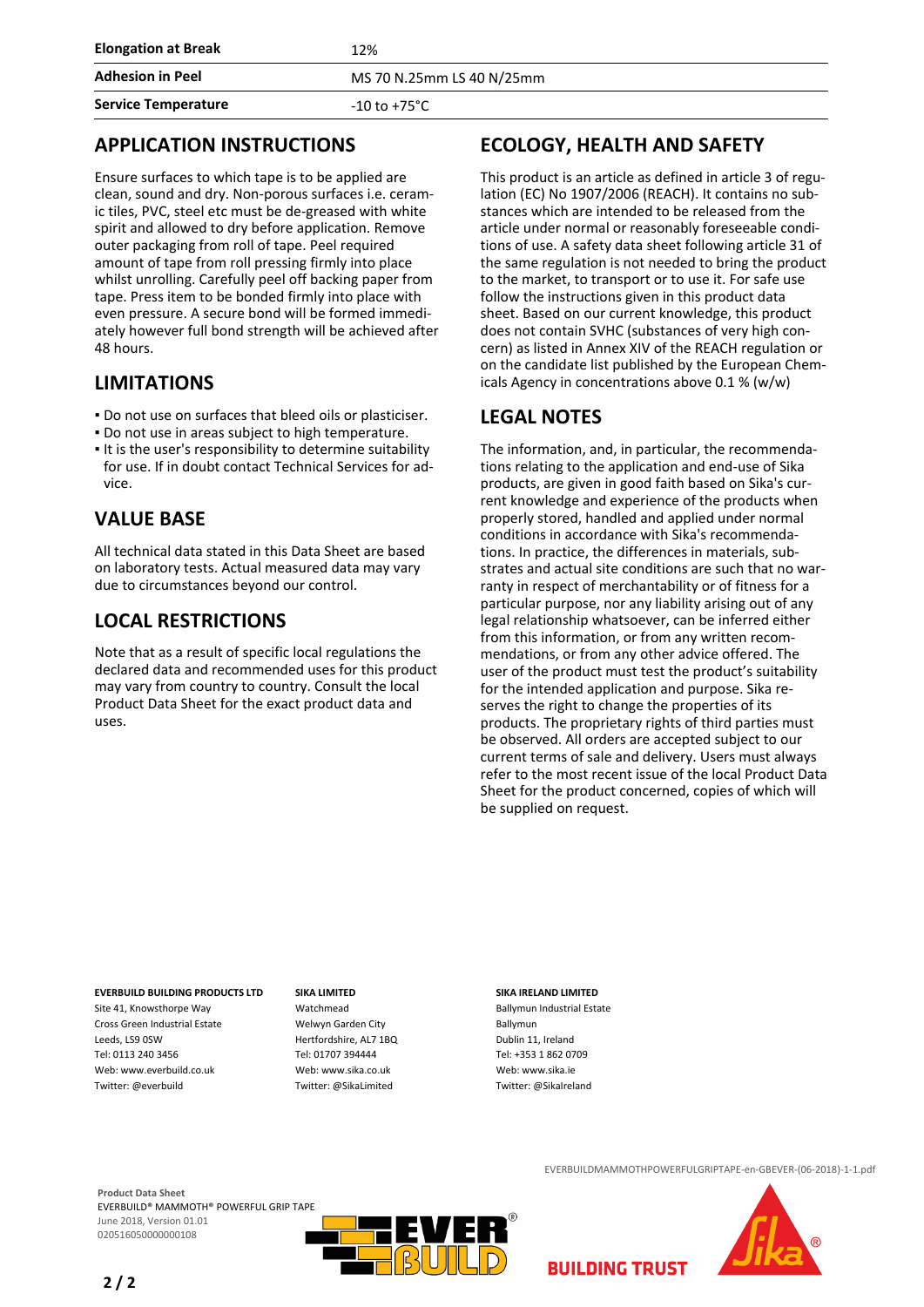| | |
|---|---|
| **Elongation at Break** | 12% |
| **Adhesion in Peel** | MS 70 N.25mm LS 40 N/25mm |
| **Service Temperature** | -10 to +75°C |

## APPLICATION INSTRUCTIONS

Ensure surfaces to which tape is to be applied are clean, sound and dry. Non-porous surfaces i.e. ceramic tiles, PVC, steel etc must be de-greased with white spirit and allowed to dry before application. Remove outer packaging from roll of tape. Peel required amount of tape from roll pressing firmly into place whilst unrolling. Carefully peel off backing paper from tape. Press item to be bonded firmly into place with even pressure. A secure bond will be formed immediately however full bond strength will be achieved after 48 hours.

## LIMITATIONS

- Do not use on surfaces that bleed oils or plasticiser.
- Do not use in areas subject to high temperature.
- It is the user's responsibility to determine suitability for use. If in doubt contact Technical Services for advice.

## VALUE BASE

All technical data stated in this Data Sheet are based on laboratory tests. Actual measured data may vary due to circumstances beyond our control.

## LOCAL RESTRICTIONS

Note that as a result of specific local regulations the declared data and recommended uses for this product may vary from country to country. Consult the local Product Data Sheet for the exact product data and uses.

## ECOLOGY, HEALTH AND SAFETY

This product is an article as defined in article 3 of regulation (EC) No 1907/2006 (REACH). It contains no substances which are intended to be released from the article under normal or reasonably foreseeable conditions of use. A safety data sheet following article 31 of the same regulation is not needed to bring the product to the market, to transport or to use it. For safe use follow the instructions given in this product data sheet. Based on our current knowledge, this product does not contain SVHC (substances of very high concern) as listed in Annex XIV of the REACH regulation or on the candidate list published by the European Chemicals Agency in concentrations above 0.1 % (w/w)

## LEGAL NOTES

The information, and, in particular, the recommendations relating to the application and end-use of Sika products, are given in good faith based on Sika's current knowledge and experience of the products when properly stored, handled and applied under normal conditions in accordance with Sika's recommendations. In practice, the differences in materials, substrates and actual site conditions are such that no warranty in respect of merchantability or of fitness for a particular purpose, nor any liability arising out of any legal relationship whatsoever, can be inferred either from this information, or from any written recommendations, or from any other advice offered. The user of the product must test the product's suitability for the intended application and purpose. Sika reserves the right to change the properties of its products. The proprietary rights of third parties must be observed. All orders are accepted subject to our current terms of sale and delivery. Users must always refer to the most recent issue of the local Product Data Sheet for the product concerned, copies of which will be supplied on request.

**EVERBUILD BUILDING PRODUCTS LTD**
Site 41, Knowsthorpe Way
Cross Green Industrial Estate
Leeds, LS9 0SW
Tel: 0113 240 3456
Web: www.everbuild.co.uk
Twitter: @everbuild

**SIKA LIMITED**
Watchmead
Welwyn Garden City
Hertfordshire, AL7 1BQ
Tel: 01707 394444
Web: www.sika.co.uk
Twitter: @SikaLimited

**SIKA IRELAND LIMITED**
Ballymun Industrial Estate
Ballymun
Dublin 11, Ireland
Tel: +353 1 862 0709
Web: www.sika.ie
Twitter: @SikaIreland

EVERBUILDMAMMOTHPOWERFULGRIPTAPE-en-GBEVER-(06-2018)-1-1.pdf

**Product Data Sheet**
EVERBUILD® MAMMOTH® POWERFUL GRIP TAPE
June 2018, Version 01.01
020516050000000108

BUILDING TRUST